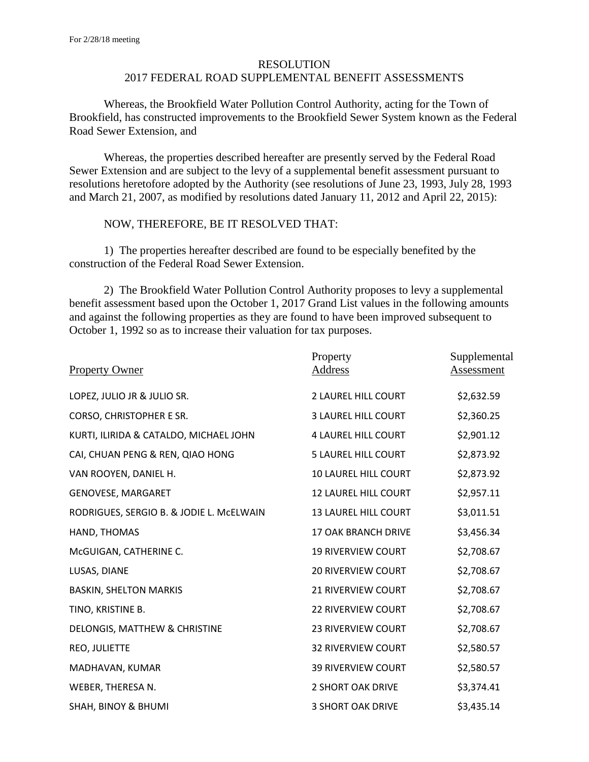For 2/28/18 meeting

# RESOLUTION
## 2017 FEDERAL ROAD SUPPLEMENTAL BENEFIT ASSESSMENTS

Whereas, the Brookfield Water Pollution Control Authority, acting for the Town of Brookfield, has constructed improvements to the Brookfield Sewer System known as the Federal Road Sewer Extension, and

Whereas, the properties described hereafter are presently served by the Federal Road Sewer Extension and are subject to the levy of a supplemental benefit assessment pursuant to resolutions heretofore adopted by the Authority (see resolutions of June 23, 1993, July 28, 1993 and March 21, 2007, as modified by resolutions dated January 11, 2012 and April 22, 2015):

NOW, THEREFORE, BE IT RESOLVED THAT:

1) The properties hereafter described are found to be especially benefited by the construction of the Federal Road Sewer Extension.

2) The Brookfield Water Pollution Control Authority proposes to levy a supplemental benefit assessment based upon the October 1, 2017 Grand List values in the following amounts and against the following properties as they are found to have been improved subsequent to October 1, 1992 so as to increase their valuation for tax purposes.

| Property Owner | Property Address | Supplemental Assessment |
|---|---|---|
| LOPEZ, JULIO JR & JULIO SR. | 2 LAUREL HILL COURT | $2,632.59 |
| CORSO, CHRISTOPHER E SR. | 3 LAUREL HILL COURT | $2,360.25 |
| KURTI, ILIRIDA & CATALDO, MICHAEL JOHN | 4 LAUREL HILL COURT | $2,901.12 |
| CAI, CHUAN PENG & REN, QIAO HONG | 5 LAUREL HILL COURT | $2,873.92 |
| VAN ROOYEN, DANIEL H. | 10 LAUREL HILL COURT | $2,873.92 |
| GENOVESE, MARGARET | 12 LAUREL HILL COURT | $2,957.11 |
| RODRIGUES, SERGIO B. & JODIE L. McELWAIN | 13 LAUREL HILL COURT | $3,011.51 |
| HAND, THOMAS | 17 OAK BRANCH DRIVE | $3,456.34 |
| McGUIGAN, CATHERINE C. | 19 RIVERVIEW COURT | $2,708.67 |
| LUSAS, DIANE | 20 RIVERVIEW COURT | $2,708.67 |
| BASKIN, SHELTON MARKIS | 21 RIVERVIEW COURT | $2,708.67 |
| TINO, KRISTINE B. | 22 RIVERVIEW COURT | $2,708.67 |
| DELONGIS, MATTHEW & CHRISTINE | 23 RIVERVIEW COURT | $2,708.67 |
| REO, JULIETTE | 32 RIVERVIEW COURT | $2,580.57 |
| MADHAVAN, KUMAR | 39 RIVERVIEW COURT | $2,580.57 |
| WEBER, THERESA N. | 2 SHORT OAK DRIVE | $3,374.41 |
| SHAH, BINOY & BHUMI | 3 SHORT OAK DRIVE | $3,435.14 |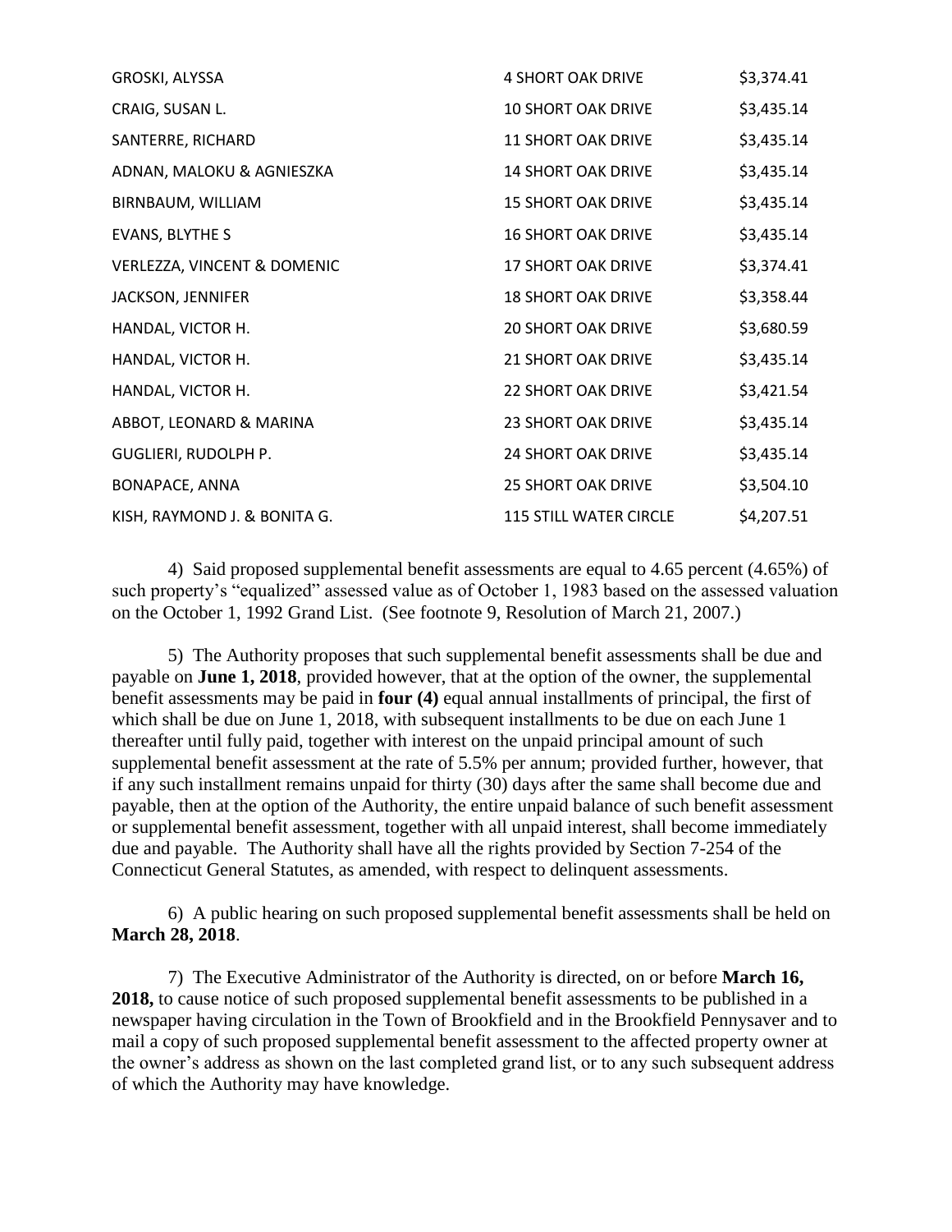| | | |
|---|---|---|
| GROSKI, ALYSSA | 4 SHORT OAK DRIVE | $3,374.41 |
| CRAIG, SUSAN L. | 10 SHORT OAK DRIVE | $3,435.14 |
| SANTERRE, RICHARD | 11 SHORT OAK DRIVE | $3,435.14 |
| ADNAN, MALOKU & AGNIESZKA | 14 SHORT OAK DRIVE | $3,435.14 |
| BIRNBAUM, WILLIAM | 15 SHORT OAK DRIVE | $3,435.14 |
| EVANS, BLYTHE S | 16 SHORT OAK DRIVE | $3,435.14 |
| VERLEZZA, VINCENT & DOMENIC | 17 SHORT OAK DRIVE | $3,374.41 |
| JACKSON, JENNIFER | 18 SHORT OAK DRIVE | $3,358.44 |
| HANDAL, VICTOR H. | 20 SHORT OAK DRIVE | $3,680.59 |
| HANDAL, VICTOR H. | 21 SHORT OAK DRIVE | $3,435.14 |
| HANDAL, VICTOR H. | 22 SHORT OAK DRIVE | $3,421.54 |
| ABBOT, LEONARD & MARINA | 23 SHORT OAK DRIVE | $3,435.14 |
| GUGLIERI, RUDOLPH P. | 24 SHORT OAK DRIVE | $3,435.14 |
| BONAPACE, ANNA | 25 SHORT OAK DRIVE | $3,504.10 |
| KISH, RAYMOND J. & BONITA G. | 115 STILL WATER CIRCLE | $4,207.51 |

4) Said proposed supplemental benefit assessments are equal to 4.65 percent (4.65%) of such property's "equalized" assessed value as of October 1, 1983 based on the assessed valuation on the October 1, 1992 Grand List. (See footnote 9, Resolution of March 21, 2007.)

5) The Authority proposes that such supplemental benefit assessments shall be due and payable on **June 1, 2018**, provided however, that at the option of the owner, the supplemental benefit assessments may be paid in **four (4)** equal annual installments of principal, the first of which shall be due on June 1, 2018, with subsequent installments to be due on each June 1 thereafter until fully paid, together with interest on the unpaid principal amount of such supplemental benefit assessment at the rate of 5.5% per annum; provided further, however, that if any such installment remains unpaid for thirty (30) days after the same shall become due and payable, then at the option of the Authority, the entire unpaid balance of such benefit assessment or supplemental benefit assessment, together with all unpaid interest, shall become immediately due and payable. The Authority shall have all the rights provided by Section 7-254 of the Connecticut General Statutes, as amended, with respect to delinquent assessments.

6) A public hearing on such proposed supplemental benefit assessments shall be held on **March 28, 2018**.

7) The Executive Administrator of the Authority is directed, on or before **March 16, 2018,** to cause notice of such proposed supplemental benefit assessments to be published in a newspaper having circulation in the Town of Brookfield and in the Brookfield Pennysaver and to mail a copy of such proposed supplemental benefit assessment to the affected property owner at the owner's address as shown on the last completed grand list, or to any such subsequent address of which the Authority may have knowledge.